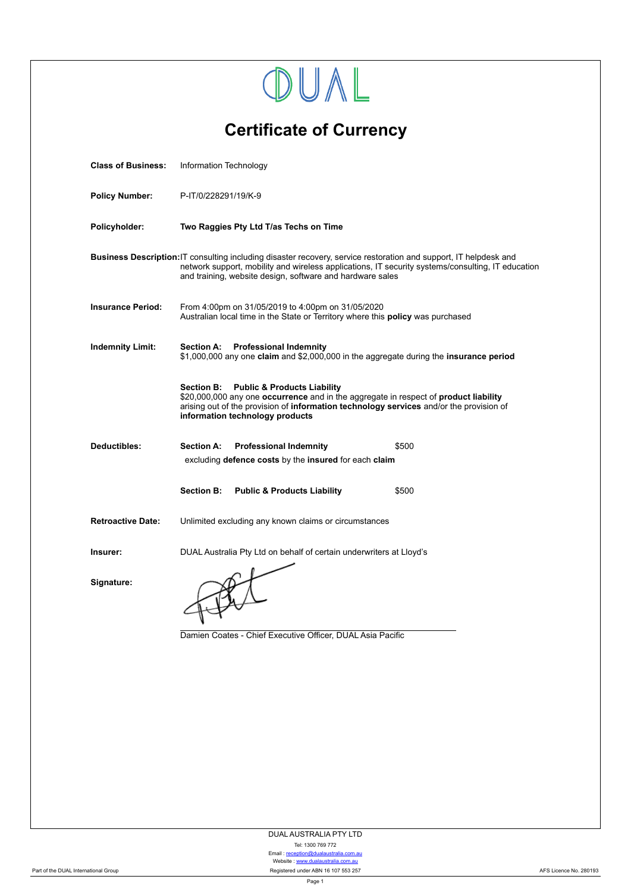DUAL

# Certificate of Currency

**Class of Business:** Information Technology

**Policy Number:** P-IT/0/228291/19/K-9

**Policyholder:** **Two Raggies Pty Ltd T/as Techs on Time**

**Business Description:** IT consulting including disaster recovery, service restoration and support, IT helpdesk and network support, mobility and wireless applications, IT security systems/consulting, IT education and training, website design, software and hardware sales

**Insurance Period:** From 4:00pm on 31/05/2019 to 4:00pm on 31/05/2020
Australian local time in the State or Territory where this **policy** was purchased

**Indemnity Limit:**

**Section A: Professional Indemnity**
$1,000,000 any one **claim** and $2,000,000 in the aggregate during the **insurance period**

**Section B: Public & Products Liability**
$20,000,000 any one **occurrence** and in the aggregate in respect of **product liability** arising out of the provision of **information technology services** and/or the provision of **information technology products**

**Deductibles:**

**Section A: Professional Indemnity** $500
excluding **defence costs** by the **insured** for each **claim**

**Section B: Public & Products Liability** $500

**Retroactive Date:** Unlimited excluding any known claims or circumstances

**Insurer:** DUAL Australia Pty Ltd on behalf of certain underwriters at Lloyd's

**Signature:**

Damien Coates - Chief Executive Officer, DUAL Asia Pacific

DUAL AUSTRALIA PTY LTD
Tel: 1300 769 772
Email : reception@dualaustralia.com.au
Website : www.dualaustralia.com.au
Registered under ABN 16 107 553 257

Part of the DUAL International Group

AFS Licence No. 280193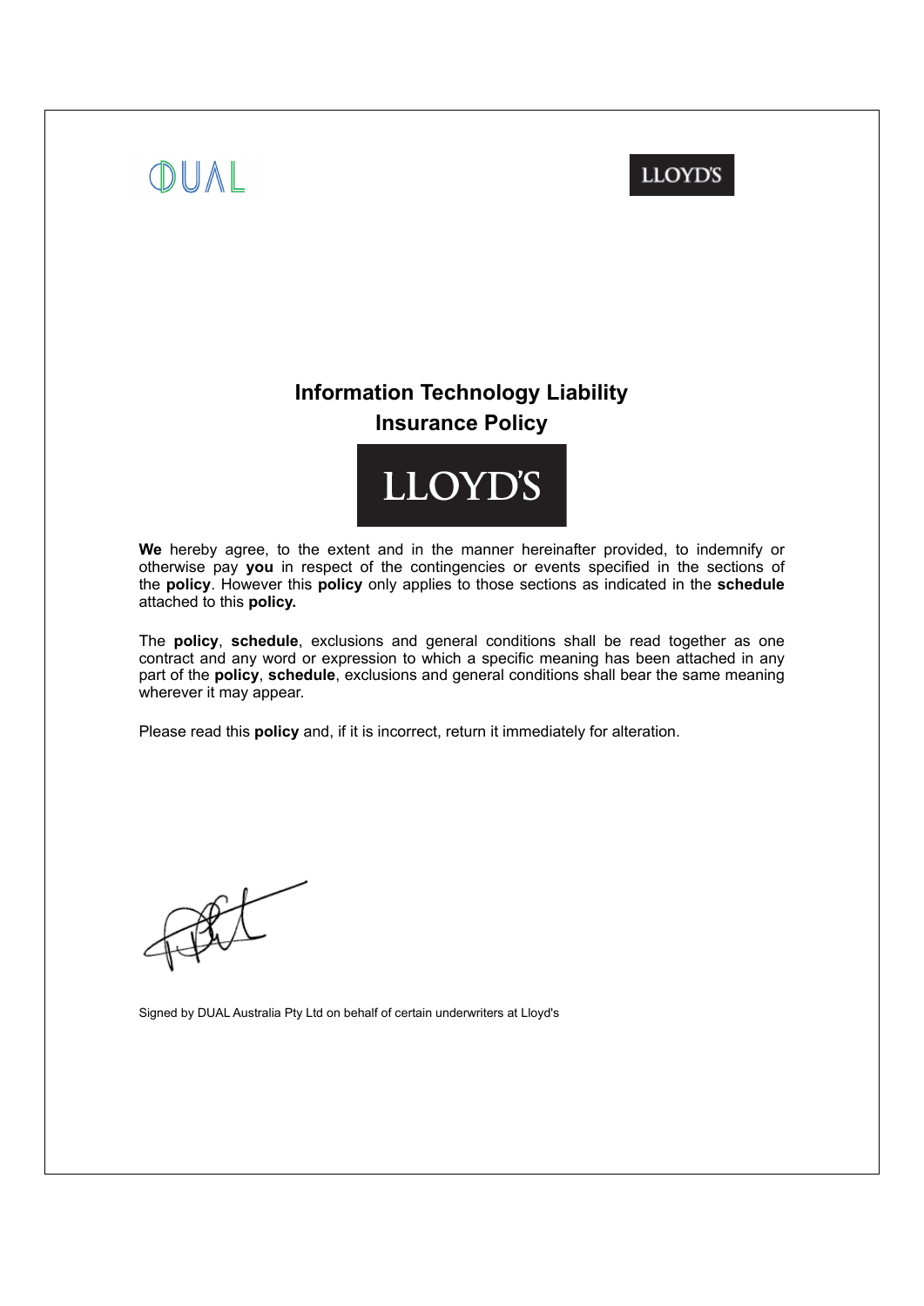# Information Technology Liability Insurance Policy

**We** hereby agree, to the extent and in the manner hereinafter provided, to indemnify or otherwise pay **you** in respect of the contingencies or events specified in the sections of the **policy**. However this **policy** only applies to those sections as indicated in the **schedule** attached to this **policy.**

The **policy**, **schedule**, exclusions and general conditions shall be read together as one contract and any word or expression to which a specific meaning has been attached in any part of the **policy**, **schedule**, exclusions and general conditions shall bear the same meaning wherever it may appear.

Please read this **policy** and, if it is incorrect, return it immediately for alteration.

Signed by DUAL Australia Pty Ltd on behalf of certain underwriters at Lloyd's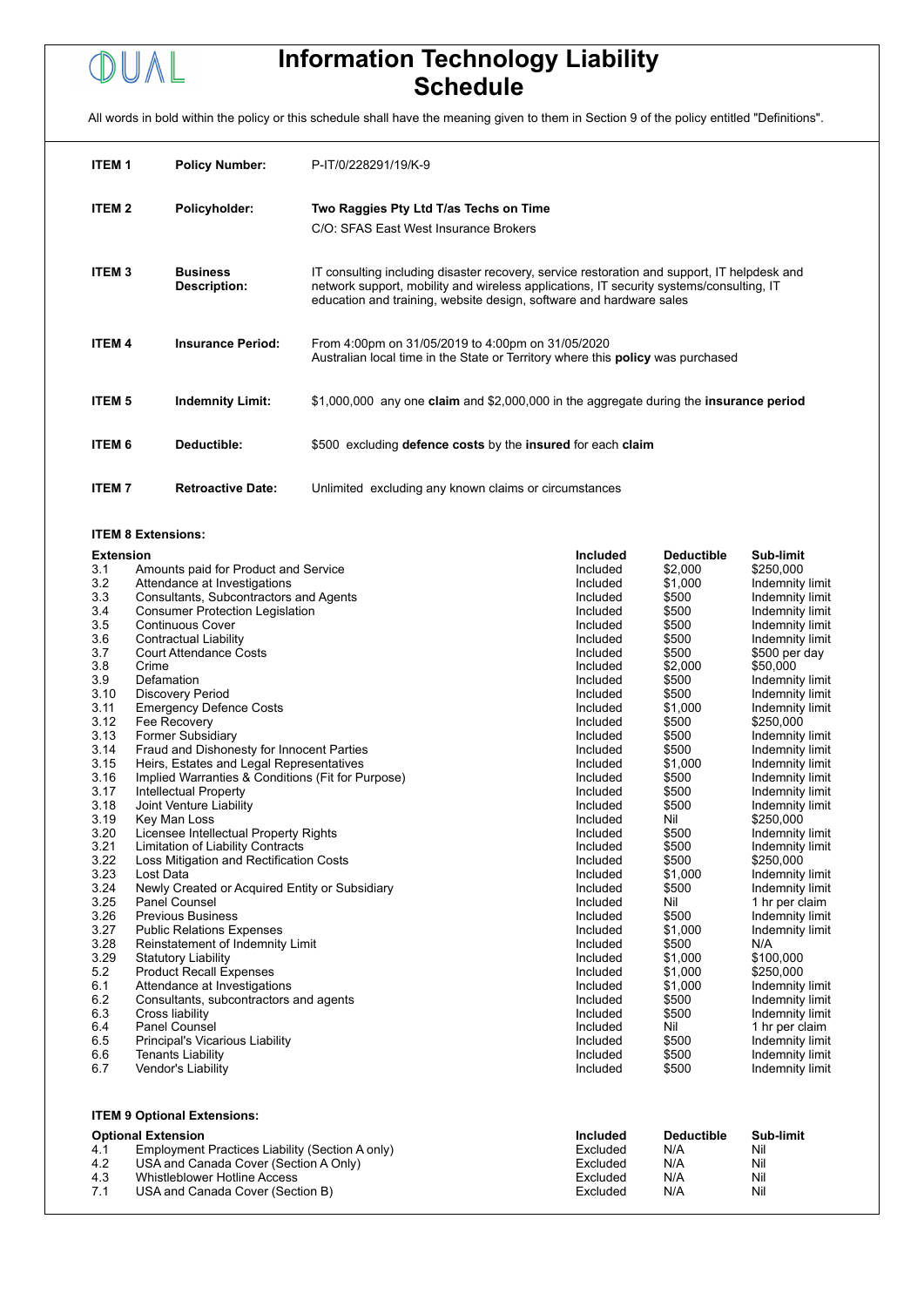DUAL

# Information Technology Liability Schedule

All words in bold within the policy or this schedule shall have the meaning given to them in Section 9 of the policy entitled "Definitions".

| | | |
|---|---|---|
| **ITEM 1** | **Policy Number:** | P-IT/0/228291/19/K-9 |
| **ITEM 2** | **Policyholder:** | **Two Raggies Pty Ltd T/as Techs on Time**<br>C/O: SFAS East West Insurance Brokers |
| **ITEM 3** | **Business Description:** | IT consulting including disaster recovery, service restoration and support, IT helpdesk and network support, mobility and wireless applications, IT security systems/consulting, IT education and training, website design, software and hardware sales |
| **ITEM 4** | **Insurance Period:** | From 4:00pm on 31/05/2019 to 4:00pm on 31/05/2020<br>Australian local time in the State or Territory where this **policy** was purchased |
| **ITEM 5** | **Indemnity Limit:** | $1,000,000 any one **claim** and $2,000,000 in the aggregate during the **insurance period** |
| **ITEM 6** | **Deductible:** | $500 excluding **defence costs** by the **insured** for each **claim** |
| **ITEM 7** | **Retroactive Date:** | Unlimited excluding any known claims or circumstances |

**ITEM 8 Extensions:**

| Extension | | Included | Deductible | Sub-limit |
|---|---|---|---|---|
| 3.1 | Amounts paid for Product and Service | Included | $2,000 | $250,000 |
| 3.2 | Attendance at Investigations | Included | $1,000 | Indemnity limit |
| 3.3 | Consultants, Subcontractors and Agents | Included | $500 | Indemnity limit |
| 3.4 | Consumer Protection Legislation | Included | $500 | Indemnity limit |
| 3.5 | Continuous Cover | Included | $500 | Indemnity limit |
| 3.6 | Contractual Liability | Included | $500 | Indemnity limit |
| 3.7 | Court Attendance Costs | Included | $500 | $500 per day |
| 3.8 | Crime | Included | $2,000 | $50,000 |
| 3.9 | Defamation | Included | $500 | Indemnity limit |
| 3.10 | Discovery Period | Included | $500 | Indemnity limit |
| 3.11 | Emergency Defence Costs | Included | $1,000 | Indemnity limit |
| 3.12 | Fee Recovery | Included | $500 | $250,000 |
| 3.13 | Former Subsidiary | Included | $500 | Indemnity limit |
| 3.14 | Fraud and Dishonesty for Innocent Parties | Included | $500 | Indemnity limit |
| 3.15 | Heirs, Estates and Legal Representatives | Included | $1,000 | Indemnity limit |
| 3.16 | Implied Warranties & Conditions (Fit for Purpose) | Included | $500 | Indemnity limit |
| 3.17 | Intellectual Property | Included | $500 | Indemnity limit |
| 3.18 | Joint Venture Liability | Included | $500 | Indemnity limit |
| 3.19 | Key Man Loss | Included | Nil | $250,000 |
| 3.20 | Licensee Intellectual Property Rights | Included | $500 | Indemnity limit |
| 3.21 | Limitation of Liability Contracts | Included | $500 | Indemnity limit |
| 3.22 | Loss Mitigation and Rectification Costs | Included | $500 | $250,000 |
| 3.23 | Lost Data | Included | $1,000 | Indemnity limit |
| 3.24 | Newly Created or Acquired Entity or Subsidiary | Included | $500 | Indemnity limit |
| 3.25 | Panel Counsel | Included | Nil | 1 hr per claim |
| 3.26 | Previous Business | Included | $500 | Indemnity limit |
| 3.27 | Public Relations Expenses | Included | $1,000 | Indemnity limit |
| 3.28 | Reinstatement of Indemnity Limit | Included | $500 | N/A |
| 3.29 | Statutory Liability | Included | $1,000 | $100,000 |
| 5.2 | Product Recall Expenses | Included | $1,000 | $250,000 |
| 6.1 | Attendance at Investigations | Included | $1,000 | Indemnity limit |
| 6.2 | Consultants, subcontractors and agents | Included | $500 | Indemnity limit |
| 6.3 | Cross liability | Included | $500 | Indemnity limit |
| 6.4 | Panel Counsel | Included | Nil | 1 hr per claim |
| 6.5 | Principal's Vicarious Liability | Included | $500 | Indemnity limit |
| 6.6 | Tenants Liability | Included | $500 | Indemnity limit |
| 6.7 | Vendor's Liability | Included | $500 | Indemnity limit |

**ITEM 9 Optional Extensions:**

| Optional Extension | | Included | Deductible | Sub-limit |
|---|---|---|---|---|
| 4.1 | Employment Practices Liability (Section A only) | Excluded | N/A | Nil |
| 4.2 | USA and Canada Cover (Section A Only) | Excluded | N/A | Nil |
| 4.3 | Whistleblower Hotline Access | Excluded | N/A | Nil |
| 7.1 | USA and Canada Cover (Section B) | Excluded | N/A | Nil |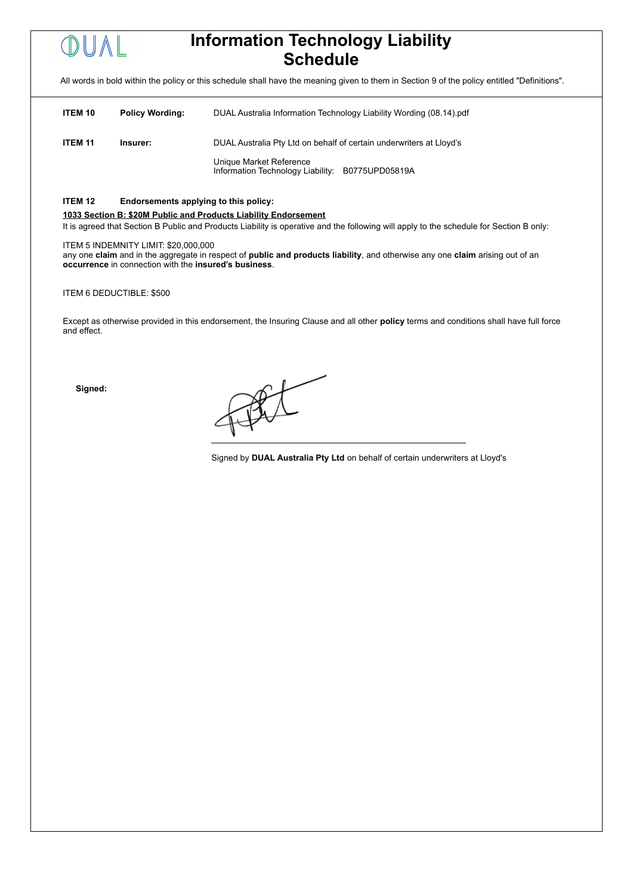# Information Technology Liability Schedule

All words in bold within the policy or this schedule shall have the meaning given to them in Section 9 of the policy entitled "Definitions".

| | | |
|---|---|---|
| **ITEM 10** | **Policy Wording:** | DUAL Australia Information Technology Liability Wording (08.14).pdf |
| **ITEM 11** | **Insurer:** | DUAL Australia Pty Ltd on behalf of certain underwriters at Lloyd's<br><br>Unique Market Reference<br>Information Technology Liability: B0775UPD05819A |

**ITEM 12 Endorsements applying to this policy:**

**1033 Section B: $20M Public and Products Liability Endorsement**

It is agreed that Section B Public and Products Liability is operative and the following will apply to the schedule for Section B only:

ITEM 5 INDEMNITY LIMIT: $20,000,000
any one **claim** and in the aggregate in respect of **public and products liability**, and otherwise any one **claim** arising out of an **occurrence** in connection with the **insured's business**.

ITEM 6 DEDUCTIBLE: $500

Except as otherwise provided in this endorsement, the Insuring Clause and all other **policy** terms and conditions shall have full force and effect.

**Signed:**

Signed by **DUAL Australia Pty Ltd** on behalf of certain underwriters at Lloyd's